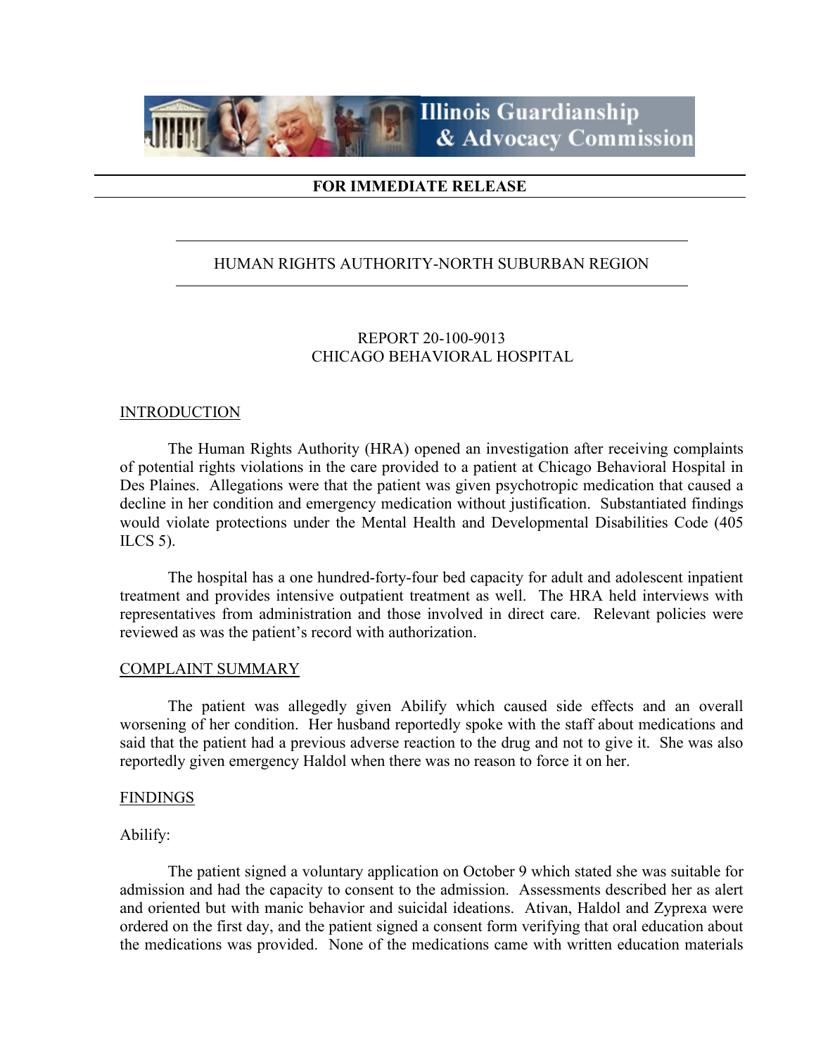Illinois Guardianship & Advocacy Commission

**FOR IMMEDIATE RELEASE**

HUMAN RIGHTS AUTHORITY-NORTH SUBURBAN REGION

REPORT 20-100-9013
CHICAGO BEHAVIORAL HOSPITAL

## INTRODUCTION

The Human Rights Authority (HRA) opened an investigation after receiving complaints of potential rights violations in the care provided to a patient at Chicago Behavioral Hospital in Des Plaines. Allegations were that the patient was given psychotropic medication that caused a decline in her condition and emergency medication without justification. Substantiated findings would violate protections under the Mental Health and Developmental Disabilities Code (405 ILCS 5).

The hospital has a one hundred-forty-four bed capacity for adult and adolescent inpatient treatment and provides intensive outpatient treatment as well. The HRA held interviews with representatives from administration and those involved in direct care. Relevant policies were reviewed as was the patient's record with authorization.

## COMPLAINT SUMMARY

The patient was allegedly given Abilify which caused side effects and an overall worsening of her condition. Her husband reportedly spoke with the staff about medications and said that the patient had a previous adverse reaction to the drug and not to give it. She was also reportedly given emergency Haldol when there was no reason to force it on her.

## FINDINGS

Abilify:

The patient signed a voluntary application on October 9 which stated she was suitable for admission and had the capacity to consent to the admission. Assessments described her as alert and oriented but with manic behavior and suicidal ideations. Ativan, Haldol and Zyprexa were ordered on the first day, and the patient signed a consent form verifying that oral education about the medications was provided. None of the medications came with written education materials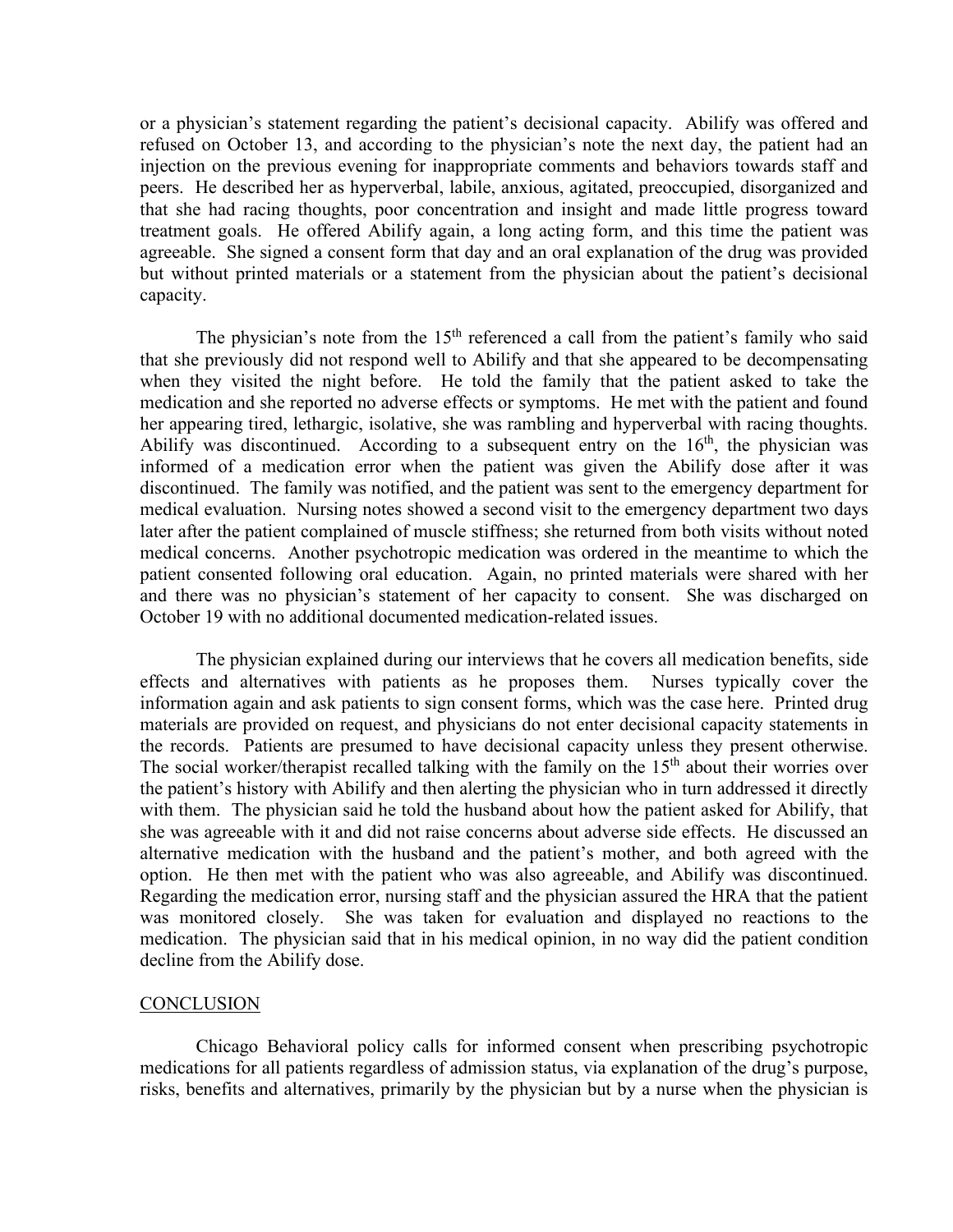or a physician's statement regarding the patient's decisional capacity. Abilify was offered and refused on October 13, and according to the physician's note the next day, the patient had an injection on the previous evening for inappropriate comments and behaviors towards staff and peers. He described her as hyperverbal, labile, anxious, agitated, preoccupied, disorganized and that she had racing thoughts, poor concentration and insight and made little progress toward treatment goals. He offered Abilify again, a long acting form, and this time the patient was agreeable. She signed a consent form that day and an oral explanation of the drug was provided but without printed materials or a statement from the physician about the patient's decisional capacity.

The physician's note from the 15th referenced a call from the patient's family who said that she previously did not respond well to Abilify and that she appeared to be decompensating when they visited the night before. He told the family that the patient asked to take the medication and she reported no adverse effects or symptoms. He met with the patient and found her appearing tired, lethargic, isolative, she was rambling and hyperverbal with racing thoughts. Abilify was discontinued. According to a subsequent entry on the 16th, the physician was informed of a medication error when the patient was given the Abilify dose after it was discontinued. The family was notified, and the patient was sent to the emergency department for medical evaluation. Nursing notes showed a second visit to the emergency department two days later after the patient complained of muscle stiffness; she returned from both visits without noted medical concerns. Another psychotropic medication was ordered in the meantime to which the patient consented following oral education. Again, no printed materials were shared with her and there was no physician's statement of her capacity to consent. She was discharged on October 19 with no additional documented medication-related issues.

The physician explained during our interviews that he covers all medication benefits, side effects and alternatives with patients as he proposes them. Nurses typically cover the information again and ask patients to sign consent forms, which was the case here. Printed drug materials are provided on request, and physicians do not enter decisional capacity statements in the records. Patients are presumed to have decisional capacity unless they present otherwise. The social worker/therapist recalled talking with the family on the 15th about their worries over the patient's history with Abilify and then alerting the physician who in turn addressed it directly with them. The physician said he told the husband about how the patient asked for Abilify, that she was agreeable with it and did not raise concerns about adverse side effects. He discussed an alternative medication with the husband and the patient's mother, and both agreed with the option. He then met with the patient who was also agreeable, and Abilify was discontinued. Regarding the medication error, nursing staff and the physician assured the HRA that the patient was monitored closely. She was taken for evaluation and displayed no reactions to the medication. The physician said that in his medical opinion, in no way did the patient condition decline from the Abilify dose.

## CONCLUSION

Chicago Behavioral policy calls for informed consent when prescribing psychotropic medications for all patients regardless of admission status, via explanation of the drug's purpose, risks, benefits and alternatives, primarily by the physician but by a nurse when the physician is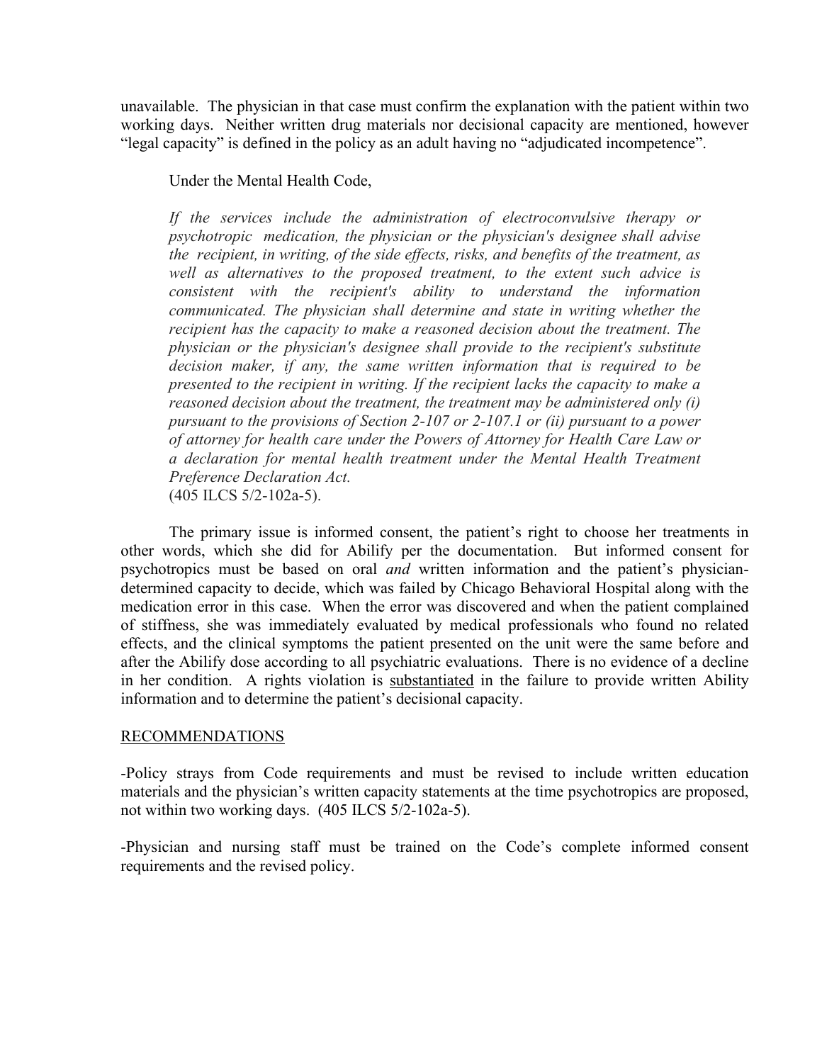unavailable. The physician in that case must confirm the explanation with the patient within two working days. Neither written drug materials nor decisional capacity are mentioned, however "legal capacity" is defined in the policy as an adult having no "adjudicated incompetence".

Under the Mental Health Code,

> *If the services include the administration of electroconvulsive therapy or psychotropic medication, the physician or the physician's designee shall advise the recipient, in writing, of the side effects, risks, and benefits of the treatment, as well as alternatives to the proposed treatment, to the extent such advice is consistent with the recipient's ability to understand the information communicated. The physician shall determine and state in writing whether the recipient has the capacity to make a reasoned decision about the treatment. The physician or the physician's designee shall provide to the recipient's substitute decision maker, if any, the same written information that is required to be presented to the recipient in writing. If the recipient lacks the capacity to make a reasoned decision about the treatment, the treatment may be administered only (i) pursuant to the provisions of Section 2-107 or 2-107.1 or (ii) pursuant to a power of attorney for health care under the Powers of Attorney for Health Care Law or a declaration for mental health treatment under the Mental Health Treatment Preference Declaration Act.*
> (405 ILCS 5/2-102a-5).

The primary issue is informed consent, the patient's right to choose her treatments in other words, which she did for Abilify per the documentation. But informed consent for psychotropics must be based on oral *and* written information and the patient's physician-determined capacity to decide, which was failed by Chicago Behavioral Hospital along with the medication error in this case. When the error was discovered and when the patient complained of stiffness, she was immediately evaluated by medical professionals who found no related effects, and the clinical symptoms the patient presented on the unit were the same before and after the Abilify dose according to all psychiatric evaluations. There is no evidence of a decline in her condition. A rights violation is <u>substantiated</u> in the failure to provide written Ability information and to determine the patient's decisional capacity.

## <u>RECOMMENDATIONS</u>

-Policy strays from Code requirements and must be revised to include written education materials and the physician's written capacity statements at the time psychotropics are proposed, not within two working days. (405 ILCS 5/2-102a-5).

-Physician and nursing staff must be trained on the Code's complete informed consent requirements and the revised policy.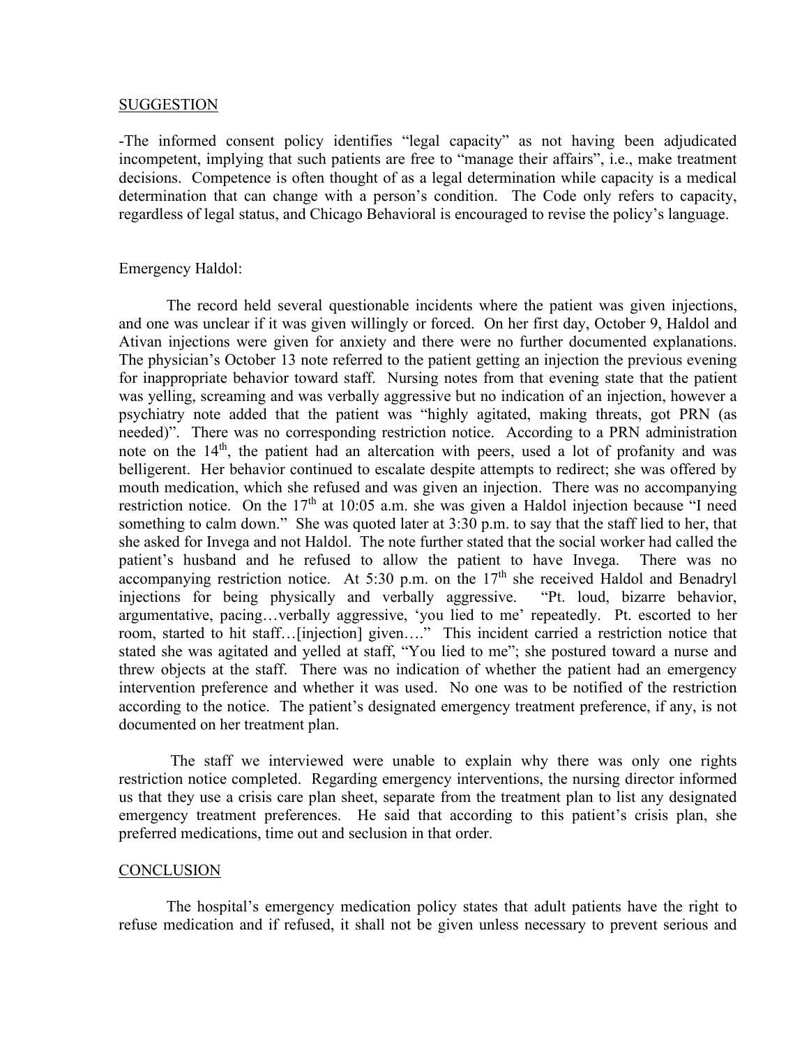## SUGGESTION

-The informed consent policy identifies "legal capacity" as not having been adjudicated incompetent, implying that such patients are free to "manage their affairs", i.e., make treatment decisions. Competence is often thought of as a legal determination while capacity is a medical determination that can change with a person's condition. The Code only refers to capacity, regardless of legal status, and Chicago Behavioral is encouraged to revise the policy's language.

Emergency Haldol:

The record held several questionable incidents where the patient was given injections, and one was unclear if it was given willingly or forced. On her first day, October 9, Haldol and Ativan injections were given for anxiety and there were no further documented explanations. The physician's October 13 note referred to the patient getting an injection the previous evening for inappropriate behavior toward staff. Nursing notes from that evening state that the patient was yelling, screaming and was verbally aggressive but no indication of an injection, however a psychiatry note added that the patient was "highly agitated, making threats, got PRN (as needed)". There was no corresponding restriction notice. According to a PRN administration note on the 14th, the patient had an altercation with peers, used a lot of profanity and was belligerent. Her behavior continued to escalate despite attempts to redirect; she was offered by mouth medication, which she refused and was given an injection. There was no accompanying restriction notice. On the 17th at 10:05 a.m. she was given a Haldol injection because "I need something to calm down." She was quoted later at 3:30 p.m. to say that the staff lied to her, that she asked for Invega and not Haldol. The note further stated that the social worker had called the patient's husband and he refused to allow the patient to have Invega. There was no accompanying restriction notice. At 5:30 p.m. on the 17th she received Haldol and Benadryl injections for being physically and verbally aggressive. "Pt. loud, bizarre behavior, argumentative, pacing…verbally aggressive, 'you lied to me' repeatedly. Pt. escorted to her room, started to hit staff…[injection] given…." This incident carried a restriction notice that stated she was agitated and yelled at staff, "You lied to me"; she postured toward a nurse and threw objects at the staff. There was no indication of whether the patient had an emergency intervention preference and whether it was used. No one was to be notified of the restriction according to the notice. The patient's designated emergency treatment preference, if any, is not documented on her treatment plan.

The staff we interviewed were unable to explain why there was only one rights restriction notice completed. Regarding emergency interventions, the nursing director informed us that they use a crisis care plan sheet, separate from the treatment plan to list any designated emergency treatment preferences. He said that according to this patient's crisis plan, she preferred medications, time out and seclusion in that order.

## CONCLUSION

The hospital's emergency medication policy states that adult patients have the right to refuse medication and if refused, it shall not be given unless necessary to prevent serious and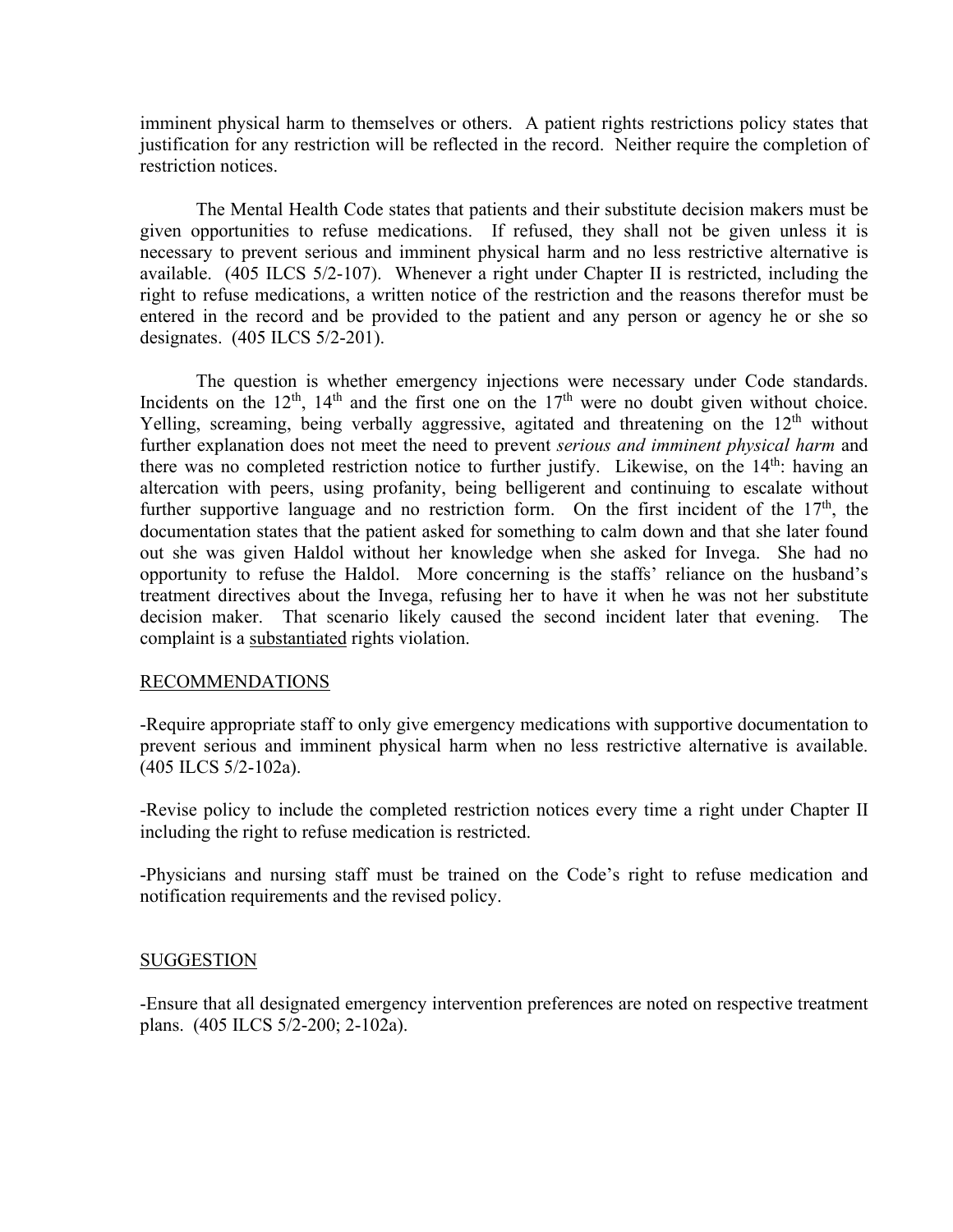imminent physical harm to themselves or others. A patient rights restrictions policy states that justification for any restriction will be reflected in the record. Neither require the completion of restriction notices.

The Mental Health Code states that patients and their substitute decision makers must be given opportunities to refuse medications. If refused, they shall not be given unless it is necessary to prevent serious and imminent physical harm and no less restrictive alternative is available. (405 ILCS 5/2-107). Whenever a right under Chapter II is restricted, including the right to refuse medications, a written notice of the restriction and the reasons therefor must be entered in the record and be provided to the patient and any person or agency he or she so designates. (405 ILCS 5/2-201).

The question is whether emergency injections were necessary under Code standards. Incidents on the 12th, 14th and the first one on the 17th were no doubt given without choice. Yelling, screaming, being verbally aggressive, agitated and threatening on the 12th without further explanation does not meet the need to prevent *serious and imminent physical harm* and there was no completed restriction notice to further justify. Likewise, on the 14th: having an altercation with peers, using profanity, being belligerent and continuing to escalate without further supportive language and no restriction form. On the first incident of the 17th, the documentation states that the patient asked for something to calm down and that she later found out she was given Haldol without her knowledge when she asked for Invega. She had no opportunity to refuse the Haldol. More concerning is the staffs' reliance on the husband's treatment directives about the Invega, refusing her to have it when he was not her substitute decision maker. That scenario likely caused the second incident later that evening. The complaint is a substantiated rights violation.

## RECOMMENDATIONS

-Require appropriate staff to only give emergency medications with supportive documentation to prevent serious and imminent physical harm when no less restrictive alternative is available. (405 ILCS 5/2-102a).

-Revise policy to include the completed restriction notices every time a right under Chapter II including the right to refuse medication is restricted.

-Physicians and nursing staff must be trained on the Code's right to refuse medication and notification requirements and the revised policy.

## SUGGESTION

-Ensure that all designated emergency intervention preferences are noted on respective treatment plans. (405 ILCS 5/2-200; 2-102a).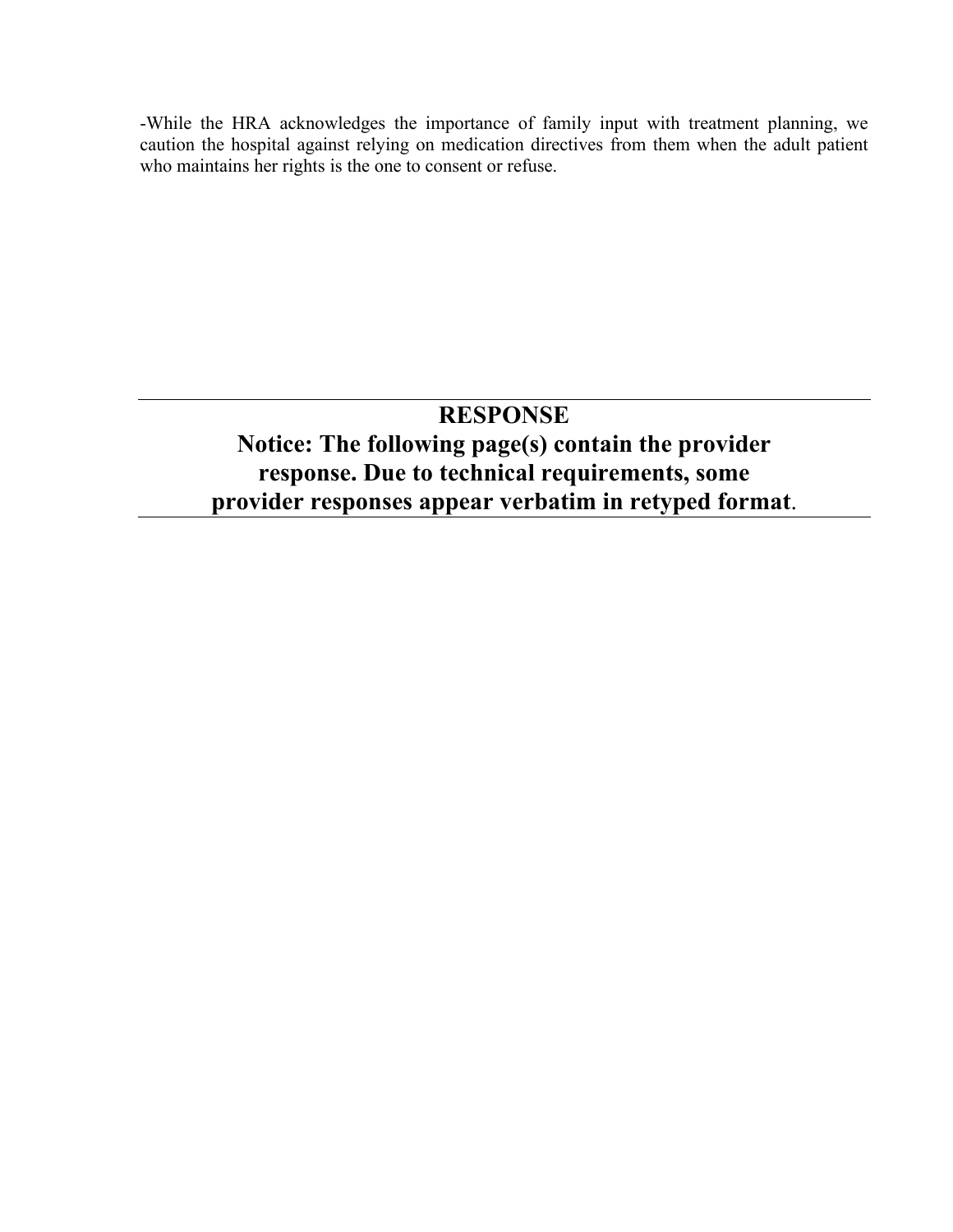-While the HRA acknowledges the importance of family input with treatment planning, we caution the hospital against relying on medication directives from them when the adult patient who maintains her rights is the one to consent or refuse.

---

## RESPONSE

## Notice: The following page(s) contain the provider response. Due to technical requirements, some provider responses appear verbatim in retyped format.

---